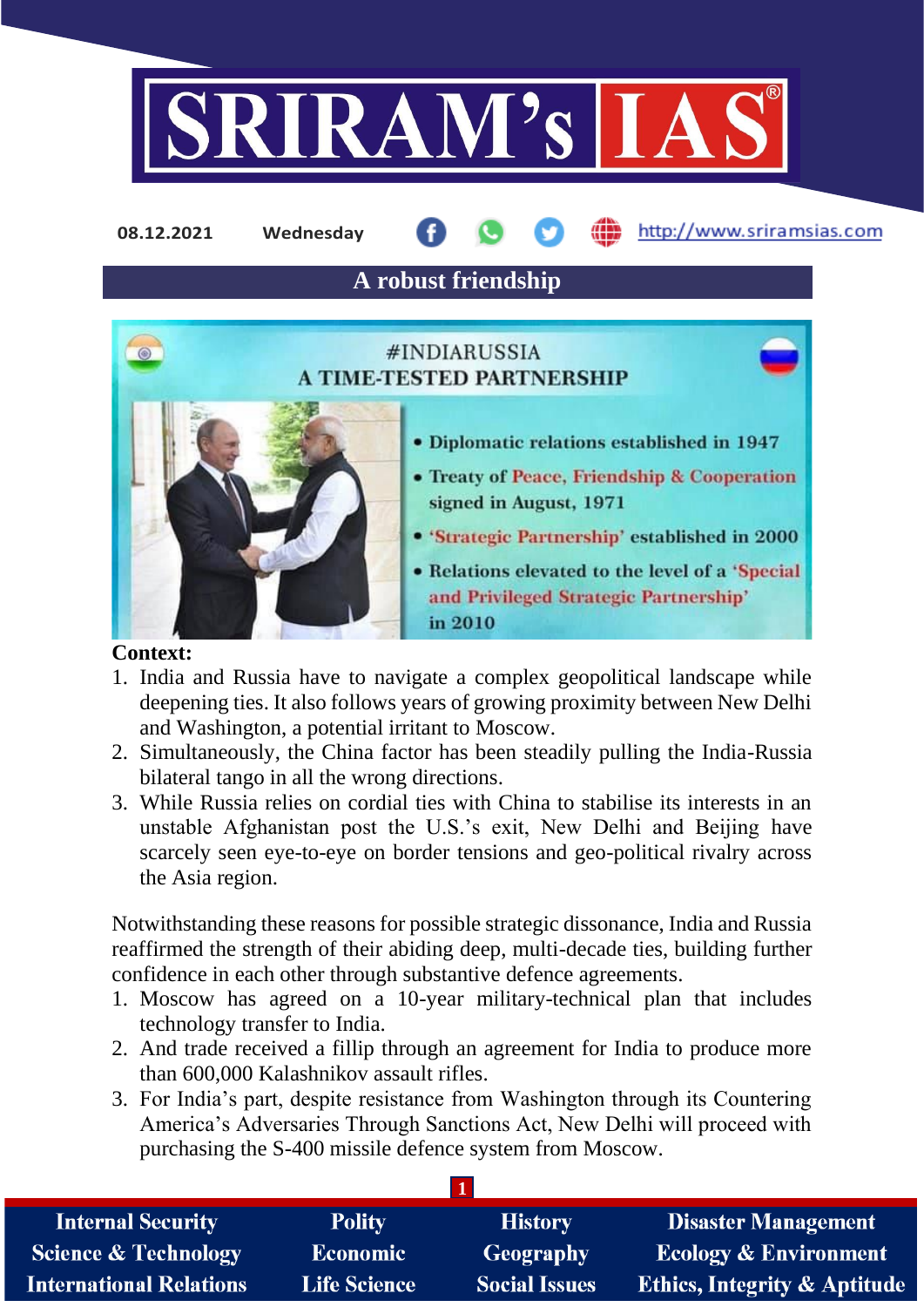08.12.2021 Wednesday http://www.sriramsias.com

## A robust friendship

#INDIARUSSIA
A TIME-TESTED PARTNERSHIP

- Diplomatic relations established in 1947
- Treaty of Peace, Friendship & Cooperation signed in August, 1971
- 'Strategic Partnership' established in 2000
- Relations elevated to the level of a 'Special and Privileged Strategic Partnership' in 2010

**Context:**

1. India and Russia have to navigate a complex geopolitical landscape while deepening ties. It also follows years of growing proximity between New Delhi and Washington, a potential irritant to Moscow.
2. Simultaneously, the China factor has been steadily pulling the India-Russia bilateral tango in all the wrong directions.
3. While Russia relies on cordial ties with China to stabilise its interests in an unstable Afghanistan post the U.S.'s exit, New Delhi and Beijing have scarcely seen eye-to-eye on border tensions and geo-political rivalry across the Asia region.

Notwithstanding these reasons for possible strategic dissonance, India and Russia reaffirmed the strength of their abiding deep, multi-decade ties, building further confidence in each other through substantive defence agreements.

1. Moscow has agreed on a 10-year military-technical plan that includes technology transfer to India.
2. And trade received a fillip through an agreement for India to produce more than 600,000 Kalashnikov assault rifles.
3. For India's part, despite resistance from Washington through its Countering America's Adversaries Through Sanctions Act, New Delhi will proceed with purchasing the S-400 missile defence system from Moscow.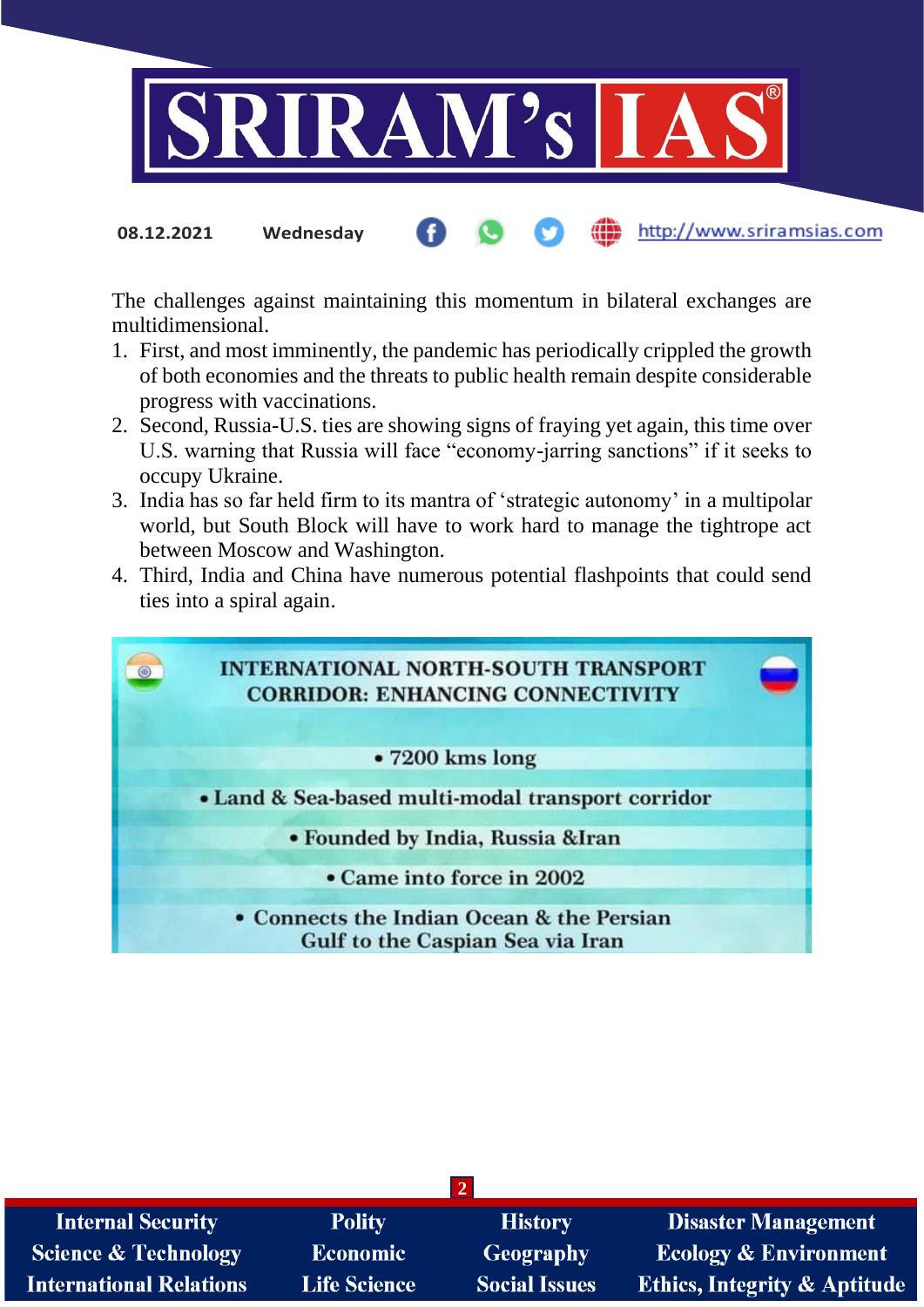The challenges against maintaining this momentum in bilateral exchanges are multidimensional.

1. First, and most imminently, the pandemic has periodically crippled the growth of both economies and the threats to public health remain despite considerable progress with vaccinations.
2. Second, Russia-U.S. ties are showing signs of fraying yet again, this time over U.S. warning that Russia will face "economy-jarring sanctions" if it seeks to occupy Ukraine.
3. India has so far held firm to its mantra of 'strategic autonomy' in a multipolar world, but South Block will have to work hard to manage the tightrope act between Moscow and Washington.
4. Third, India and China have numerous potential flashpoints that could send ties into a spiral again.

**INTERNATIONAL NORTH-SOUTH TRANSPORT CORRIDOR: ENHANCING CONNECTIVITY**

- 7200 kms long
- Land & Sea-based multi-modal transport corridor
- Founded by India, Russia &Iran
- Came into force in 2002
- Connects the Indian Ocean & the Persian Gulf to the Caspian Sea via Iran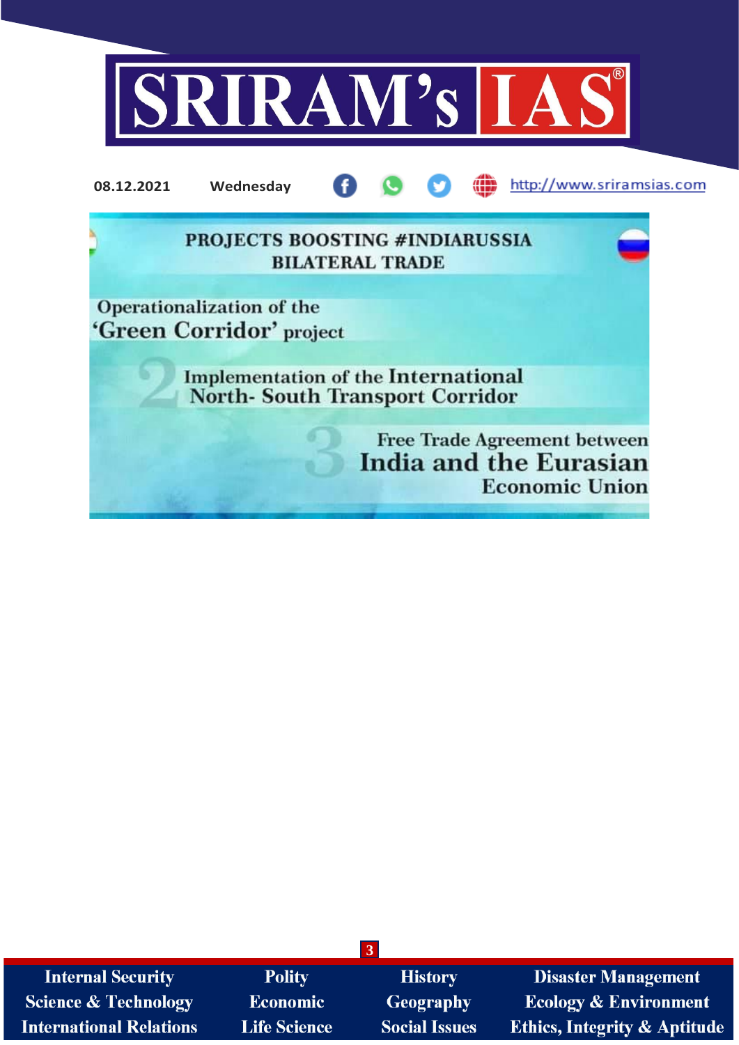## PROJECTS BOOSTING #INDIARUSSIA BILATERAL TRADE

1. Operationalization of the 'Green Corridor' project
2. Implementation of the International North- South Transport Corridor
3. Free Trade Agreement between India and the Eurasian Economic Union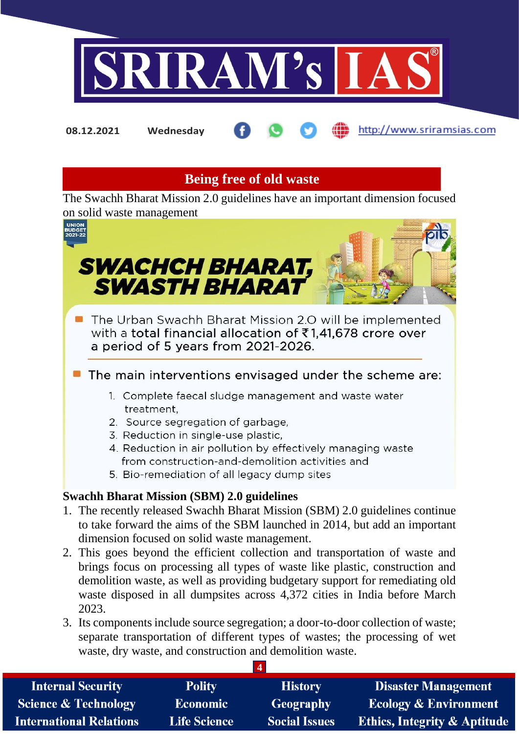## Being free of old waste

The Swachh Bharat Mission 2.0 guidelines have an important dimension focused on solid waste management

UNION BUDGET 2021-22

**SWACHCH BHARAT, SWASTH BHARAT**

- The Urban Swachh Bharat Mission 2.O will be implemented with a **total financial allocation of ₹1,41,678 crore over a period of 5 years from 2021-2026.**
- The main interventions envisaged under the scheme are:
  1. Complete faecal sludge management and waste water treatment,
  2. Source segregation of garbage,
  3. Reduction in single-use plastic,
  4. Reduction in air pollution by effectively managing waste from construction-and-demolition activities and
  5. Bio-remediation of all legacy dump sites

### Swachh Bharat Mission (SBM) 2.0 guidelines

1. The recently released Swachh Bharat Mission (SBM) 2.0 guidelines continue to take forward the aims of the SBM launched in 2014, but add an important dimension focused on solid waste management.
2. This goes beyond the efficient collection and transportation of waste and brings focus on processing all types of waste like plastic, construction and demolition waste, as well as providing budgetary support for remediating old waste disposed in all dumpsites across 4,372 cities in India before March 2023.
3. Its components include source segregation; a door-to-door collection of waste; separate transportation of different types of wastes; the processing of wet waste, dry waste, and construction and demolition waste.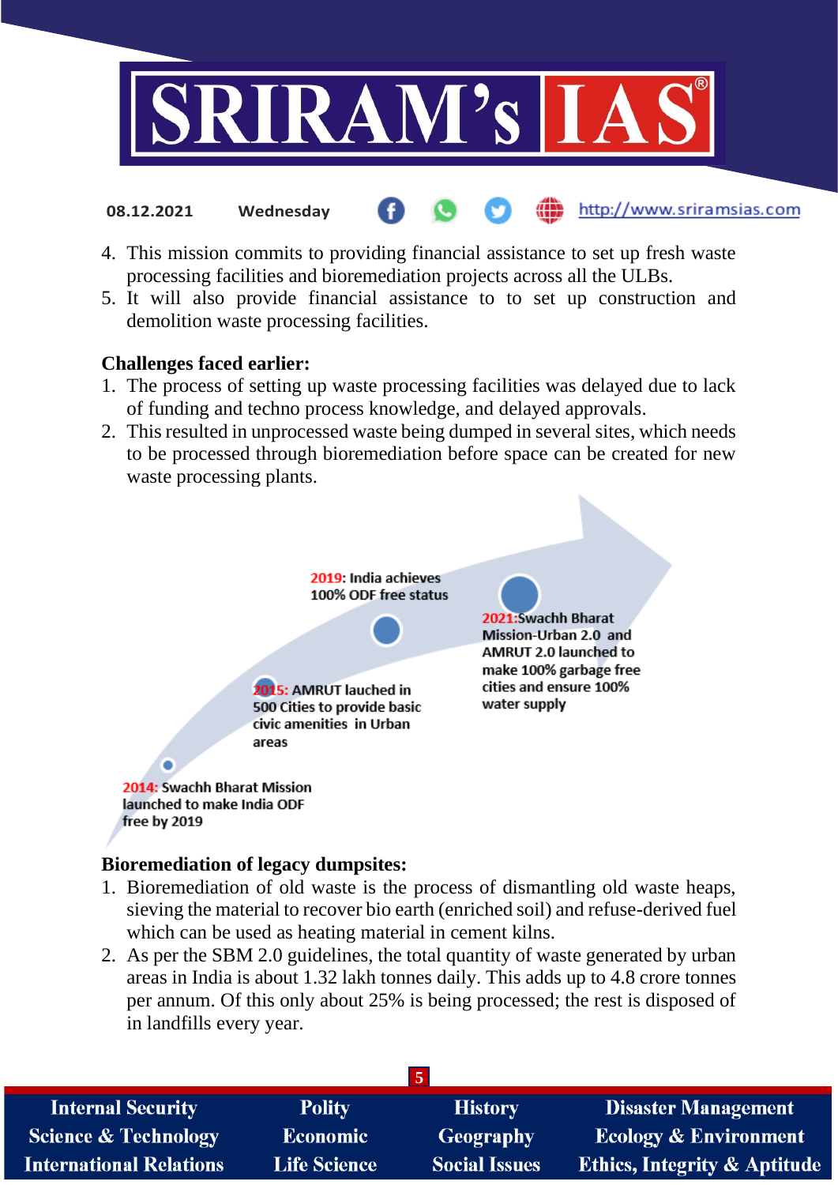4. This mission commits to providing financial assistance to set up fresh waste processing facilities and bioremediation projects across all the ULBs.
5. It will also provide financial assistance to to set up construction and demolition waste processing facilities.

**Challenges faced earlier:**

1. The process of setting up waste processing facilities was delayed due to lack of funding and techno process knowledge, and delayed approvals.
2. This resulted in unprocessed waste being dumped in several sites, which needs to be processed through bioremediation before space can be created for new waste processing plants.

- **2014:** Swachh Bharat Mission launched to make India ODF free by 2019
- **2015:** AMRUT lauched in 500 Cities to provide basic civic amenities in Urban areas
- **2019:** India achieves 100% ODF free status
- **2021:** Swachh Bharat Mission-Urban 2.0 and AMRUT 2.0 launched to make 100% garbage free cities and ensure 100% water supply

**Bioremediation of legacy dumpsites:**

1. Bioremediation of old waste is the process of dismantling old waste heaps, sieving the material to recover bio earth (enriched soil) and refuse-derived fuel which can be used as heating material in cement kilns.
2. As per the SBM 2.0 guidelines, the total quantity of waste generated by urban areas in India is about 1.32 lakh tonnes daily. This adds up to 4.8 crore tonnes per annum. Of this only about 25% is being processed; the rest is disposed of in landfills every year.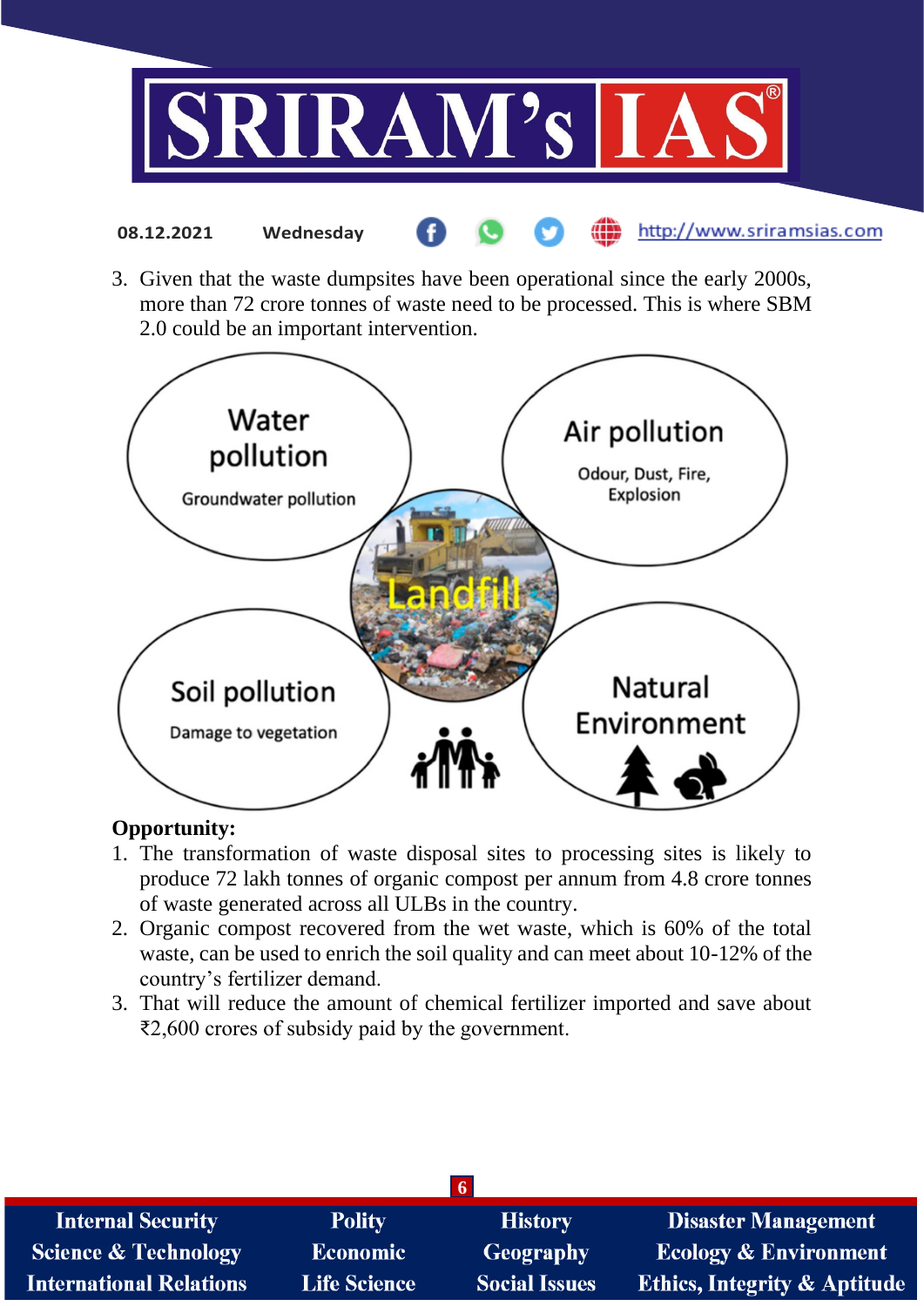3. Given that the waste dumpsites have been operational since the early 2000s, more than 72 crore tonnes of waste need to be processed. This is where SBM 2.0 could be an important intervention.

Water pollution

Groundwater pollution

Air pollution

Odour, Dust, Fire, Explosion

Landfill

Soil pollution

Damage to vegetation

Natural Environment

**Opportunity:**

1. The transformation of waste disposal sites to processing sites is likely to produce 72 lakh tonnes of organic compost per annum from 4.8 crore tonnes of waste generated across all ULBs in the country.
2. Organic compost recovered from the wet waste, which is 60% of the total waste, can be used to enrich the soil quality and can meet about 10-12% of the country's fertilizer demand.
3. That will reduce the amount of chemical fertilizer imported and save about ₹2,600 crores of subsidy paid by the government.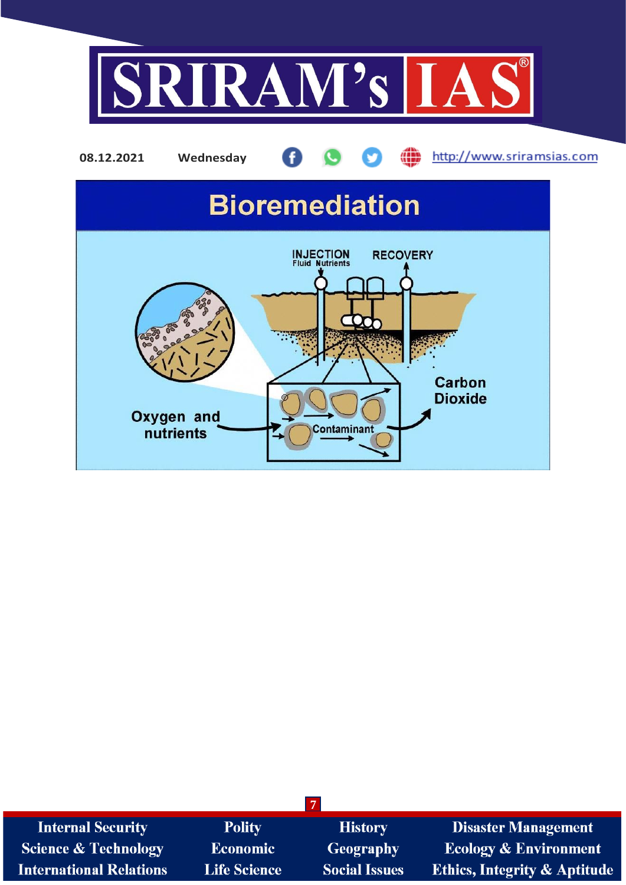# Bioremediation

INJECTION
Fluid Nutrients

RECOVERY

Carbon Dioxide

Oxygen and nutrients

Contaminant